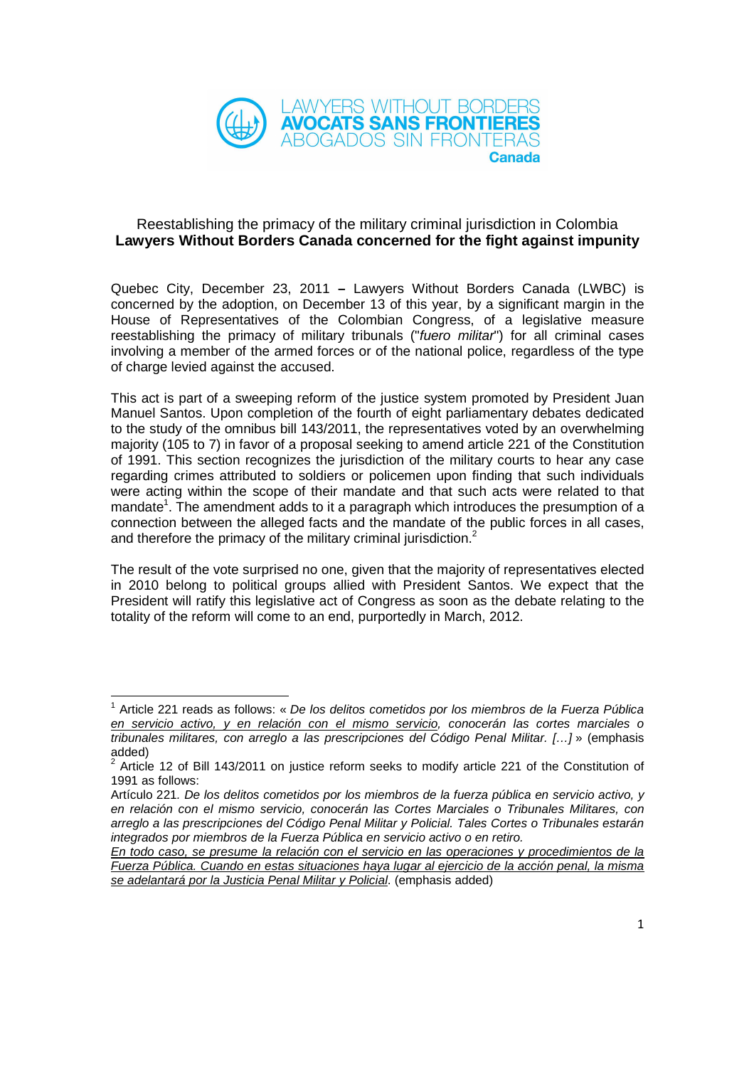LAWYERS WITHOUT BORDERS
**AVOCATS SANS FRONTIERES**
ABOGADOS SIN FRONTERAS
**Canada**

## Reestablishing the primacy of the military criminal jurisdiction in Colombia
## **Lawyers Without Borders Canada concerned for the fight against impunity**

Quebec City, December 23, 2011 **–** Lawyers Without Borders Canada (LWBC) is concerned by the adoption, on December 13 of this year, by a significant margin in the House of Representatives of the Colombian Congress, of a legislative measure reestablishing the primacy of military tribunals ("*fuero militar*") for all criminal cases involving a member of the armed forces or of the national police, regardless of the type of charge levied against the accused.

This act is part of a sweeping reform of the justice system promoted by President Juan Manuel Santos. Upon completion of the fourth of eight parliamentary debates dedicated to the study of the omnibus bill 143/2011, the representatives voted by an overwhelming majority (105 to 7) in favor of a proposal seeking to amend article 221 of the Constitution of 1991. This section recognizes the jurisdiction of the military courts to hear any case regarding crimes attributed to soldiers or policemen upon finding that such individuals were acting within the scope of their mandate and that such acts were related to that mandate[1]. The amendment adds to it a paragraph which introduces the presumption of a connection between the alleged facts and the mandate of the public forces in all cases, and therefore the primacy of the military criminal jurisdiction.[2]

The result of the vote surprised no one, given that the majority of representatives elected in 2010 belong to political groups allied with President Santos. We expect that the President will ratify this legislative act of Congress as soon as the debate relating to the totality of the reform will come to an end, purportedly in March, 2012.

---

[1] Article 221 reads as follows: « *De los delitos cometidos por los miembros de la Fuerza Pública <u>en servicio activo, y en relación con el mismo servicio</u>, conocerán las cortes marciales o tribunales militares, con arreglo a las prescripciones del Código Penal Militar. […]* » (emphasis added)

[2] Article 12 of Bill 143/2011 on justice reform seeks to modify article 221 of the Constitution of 1991 as follows:

Artículo 221. *De los delitos cometidos por los miembros de la fuerza pública en servicio activo, y en relación con el mismo servicio, conocerán las Cortes Marciales o Tribunales Militares, con arreglo a las prescripciones del Código Penal Militar y Policial. Tales Cortes o Tribunales estarán integrados por miembros de la Fuerza Pública en servicio activo o en retiro.*

*<u>En todo caso, se presume la relación con el servicio en las operaciones y procedimientos de la Fuerza Pública. Cuando en estas situaciones haya lugar al ejercicio de la acción penal, la misma se adelantará por la Justicia Penal Militar y Policial</u>.* (emphasis added)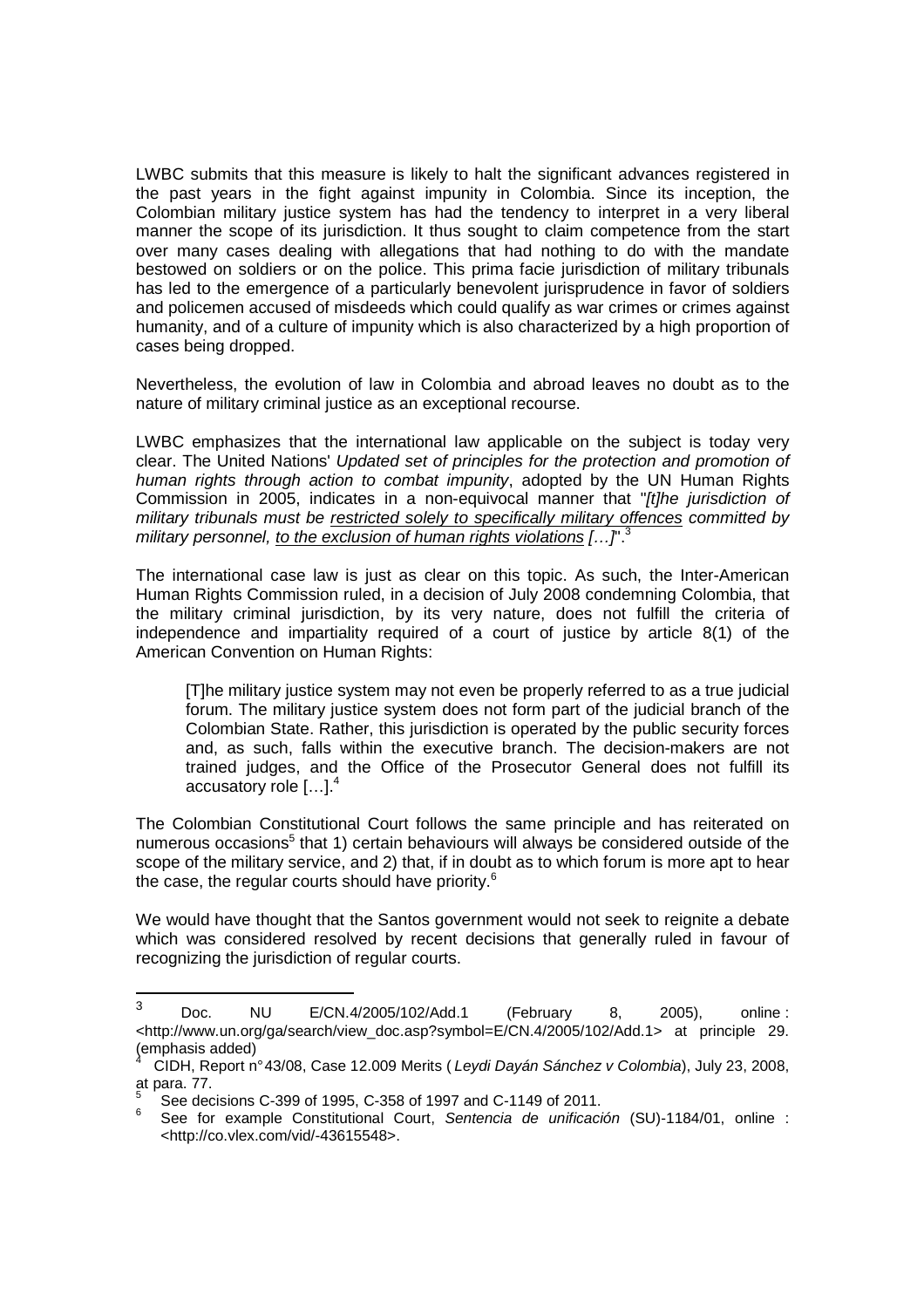LWBC submits that this measure is likely to halt the significant advances registered in the past years in the fight against impunity in Colombia. Since its inception, the Colombian military justice system has had the tendency to interpret in a very liberal manner the scope of its jurisdiction. It thus sought to claim competence from the start over many cases dealing with allegations that had nothing to do with the mandate bestowed on soldiers or on the police. This prima facie jurisdiction of military tribunals has led to the emergence of a particularly benevolent jurisprudence in favor of soldiers and policemen accused of misdeeds which could qualify as war crimes or crimes against humanity, and of a culture of impunity which is also characterized by a high proportion of cases being dropped.

Nevertheless, the evolution of law in Colombia and abroad leaves no doubt as to the nature of military criminal justice as an exceptional recourse.

LWBC emphasizes that the international law applicable on the subject is today very clear. The United Nations' *Updated set of principles for the protection and promotion of human rights through action to combat impunity*, adopted by the UN Human Rights Commission in 2005, indicates in a non-equivocal manner that "*[t]he jurisdiction of military tribunals must be <u>restricted solely to specifically military offences</u> committed by military personnel, <u>to the exclusion of human rights violations</u> […]*".[3]

The international case law is just as clear on this topic. As such, the Inter-American Human Rights Commission ruled, in a decision of July 2008 condemning Colombia, that the military criminal jurisdiction, by its very nature, does not fulfill the criteria of independence and impartiality required of a court of justice by article 8(1) of the American Convention on Human Rights:

> [T]he military justice system may not even be properly referred to as a true judicial forum. The military justice system does not form part of the judicial branch of the Colombian State. Rather, this jurisdiction is operated by the public security forces and, as such, falls within the executive branch. The decision-makers are not trained judges, and the Office of the Prosecutor General does not fulfill its accusatory role […].[4]

The Colombian Constitutional Court follows the same principle and has reiterated on numerous occasions[5] that 1) certain behaviours will always be considered outside of the scope of the military service, and 2) that, if in doubt as to which forum is more apt to hear the case, the regular courts should have priority.[6]

We would have thought that the Santos government would not seek to reignite a debate which was considered resolved by recent decisions that generally ruled in favour of recognizing the jurisdiction of regular courts.

---

[3] Doc. NU E/CN.4/2005/102/Add.1 (February 8, 2005), online : <http://www.un.org/ga/search/view_doc.asp?symbol=E/CN.4/2005/102/Add.1> at principle 29. (emphasis added)

[4] CIDH, Report n° 43/08, Case 12.009 Merits ( *Leydi Dayán Sánchez v Colombia*), July 23, 2008, at para. 77.

[5] See decisions C-399 of 1995, C-358 of 1997 and C-1149 of 2011.

[6] See for example Constitutional Court, *Sentencia de unificación* (SU)-1184/01, online : <http://co.vlex.com/vid/-43615548>.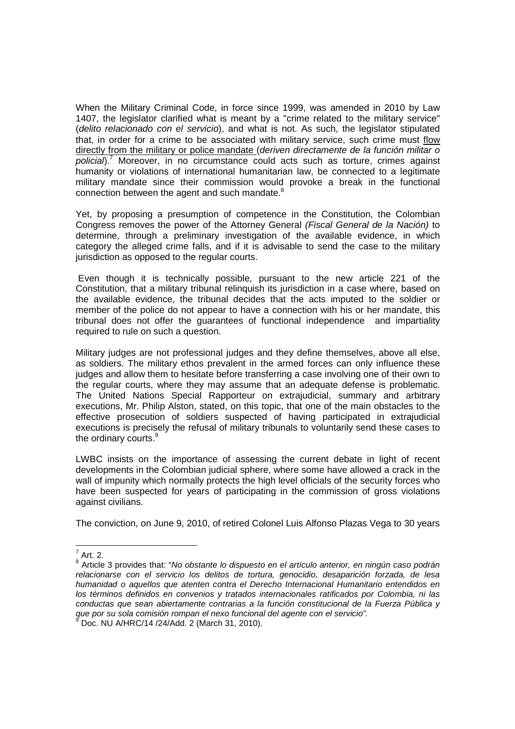When the Military Criminal Code, in force since 1999, was amended in 2010 by Law 1407, the legislator clarified what is meant by a "crime related to the military service" (*delito relacionado con el servicio*), and what is not. As such, the legislator stipulated that, in order for a crime to be associated with military service, such crime must flow directly from the military or police mandate (*deriven directamente de la función militar o policial*).[7] Moreover, in no circumstance could acts such as torture, crimes against humanity or violations of international humanitarian law, be connected to a legitimate military mandate since their commission would provoke a break in the functional connection between the agent and such mandate.[8]

Yet, by proposing a presumption of competence in the Constitution, the Colombian Congress removes the power of the Attorney General *(Fiscal General de la Nación)* to determine, through a preliminary investigation of the available evidence, in which category the alleged crime falls, and if it is advisable to send the case to the military jurisdiction as opposed to the regular courts.

Even though it is technically possible, pursuant to the new article 221 of the Constitution, that a military tribunal relinquish its jurisdiction in a case where, based on the available evidence, the tribunal decides that the acts imputed to the soldier or member of the police do not appear to have a connection with his or her mandate, this tribunal does not offer the guarantees of functional independence and impartiality required to rule on such a question.

Military judges are not professional judges and they define themselves, above all else, as soldiers. The military ethos prevalent in the armed forces can only influence these judges and allow them to hesitate before transferring a case involving one of their own to the regular courts, where they may assume that an adequate defense is problematic. The United Nations Special Rapporteur on extrajudicial, summary and arbitrary executions, Mr. Philip Alston, stated, on this topic, that one of the main obstacles to the effective prosecution of soldiers suspected of having participated in extrajudicial executions is precisely the refusal of military tribunals to voluntarily send these cases to the ordinary courts.[9]

LWBC insists on the importance of assessing the current debate in light of recent developments in the Colombian judicial sphere, where some have allowed a crack in the wall of impunity which normally protects the high level officials of the security forces who have been suspected for years of participating in the commission of gross violations against civilians.

The conviction, on June 9, 2010, of retired Colonel Luis Alfonso Plazas Vega to 30 years

---

[7] Art. 2.

[8] Article 3 provides that: "*No obstante lo dispuesto en el artículo anterior, en ningún caso podrán relacionarse con el servicio los delitos de tortura, genocidio, desaparición forzada, de lesa humanidad o aquellos que atenten contra el Derecho Internacional Humanitario entendidos en los términos definidos en convenios y tratados internacionales ratificados por Colombia, ni las conductas que sean abiertamente contrarias a la función constitucional de la Fuerza Pública y que por su sola comisión rompan el nexo funcional del agente con el servicio*".

[9] Doc. NU A/HRC/14 /24/Add. 2 (March 31, 2010).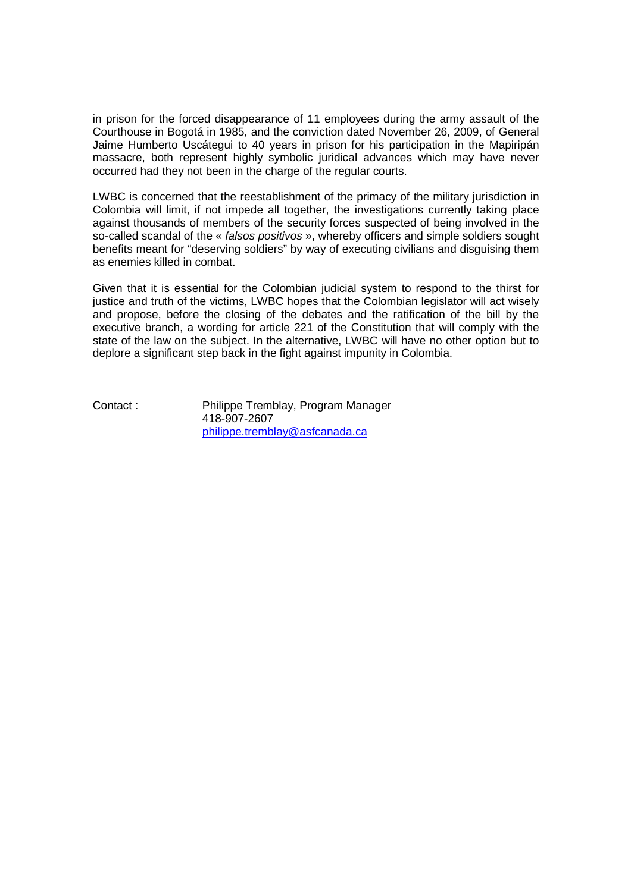in prison for the forced disappearance of 11 employees during the army assault of the Courthouse in Bogotá in 1985, and the conviction dated November 26, 2009, of General Jaime Humberto Uscátegui to 40 years in prison for his participation in the Mapiripán massacre, both represent highly symbolic juridical advances which may have never occurred had they not been in the charge of the regular courts.

LWBC is concerned that the reestablishment of the primacy of the military jurisdiction in Colombia will limit, if not impede all together, the investigations currently taking place against thousands of members of the security forces suspected of being involved in the so-called scandal of the « *falsos positivos* », whereby officers and simple soldiers sought benefits meant for "deserving soldiers" by way of executing civilians and disguising them as enemies killed in combat.

Given that it is essential for the Colombian judicial system to respond to the thirst for justice and truth of the victims, LWBC hopes that the Colombian legislator will act wisely and propose, before the closing of the debates and the ratification of the bill by the executive branch, a wording for article 221 of the Constitution that will comply with the state of the law on the subject. In the alternative, LWBC will have no other option but to deplore a significant step back in the fight against impunity in Colombia.

Contact : Philippe Tremblay, Program Manager
418-907-2607
philippe.tremblay@asfcanada.ca